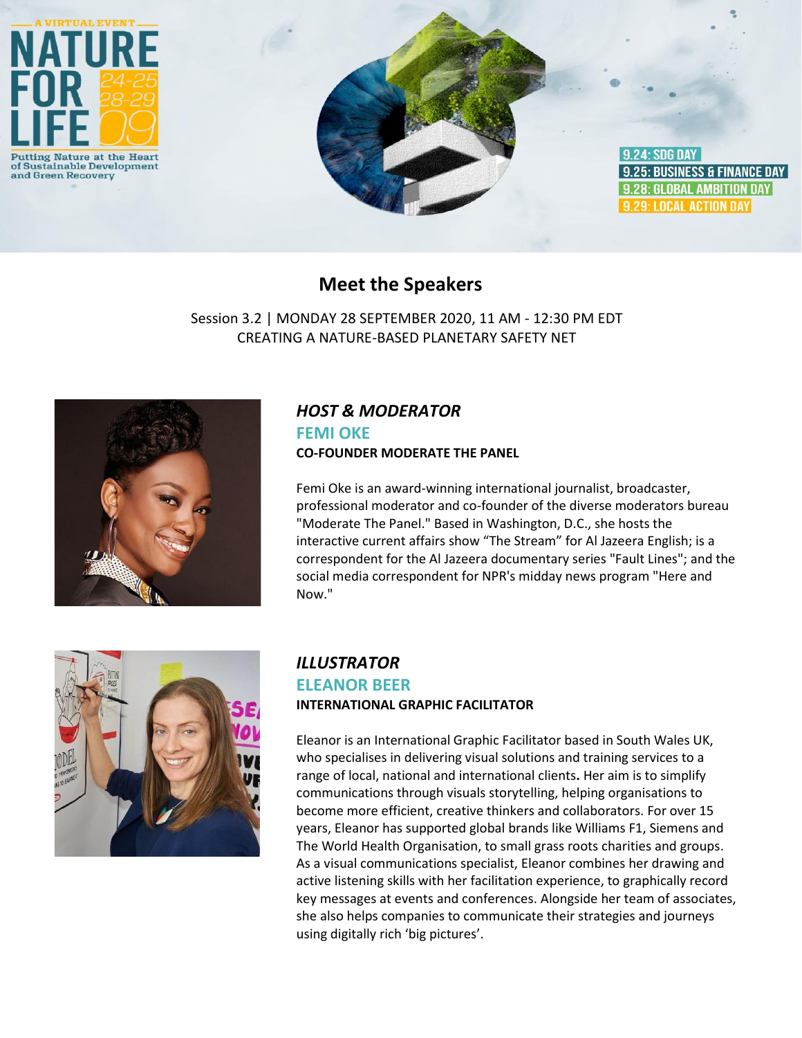A VIRTUAL EVENT

# NATURE FOR LIFE 24-25 28-29 09

Putting Nature at the Heart of Sustainable Development and Green Recovery

9.24: SDG DAY
9.25: BUSINESS & FINANCE DAY
9.28: GLOBAL AMBITION DAY
9.29: LOCAL ACTION DAY

## Meet the Speakers

Session 3.2 | MONDAY 28 SEPTEMBER 2020, 11 AM - 12:30 PM EDT
CREATING A NATURE-BASED PLANETARY SAFETY NET

### *HOST & MODERATOR*

### FEMI OKE

**CO-FOUNDER MODERATE THE PANEL**

Femi Oke is an award-winning international journalist, broadcaster, professional moderator and co-founder of the diverse moderators bureau "Moderate The Panel." Based in Washington, D.C., she hosts the interactive current affairs show "The Stream" for Al Jazeera English; is a correspondent for the Al Jazeera documentary series "Fault Lines"; and the social media correspondent for NPR's midday news program "Here and Now."

### *ILLUSTRATOR*

### ELEANOR BEER

**INTERNATIONAL GRAPHIC FACILITATOR**

Eleanor is an International Graphic Facilitator based in South Wales UK, who specialises in delivering visual solutions and training services to a range of local, national and international clients**.** Her aim is to simplify communications through visuals storytelling, helping organisations to become more efficient, creative thinkers and collaborators. For over 15 years, Eleanor has supported global brands like Williams F1, Siemens and The World Health Organisation, to small grass roots charities and groups. As a visual communications specialist, Eleanor combines her drawing and active listening skills with her facilitation experience, to graphically record key messages at events and conferences. Alongside her team of associates, she also helps companies to communicate their strategies and journeys using digitally rich 'big pictures'.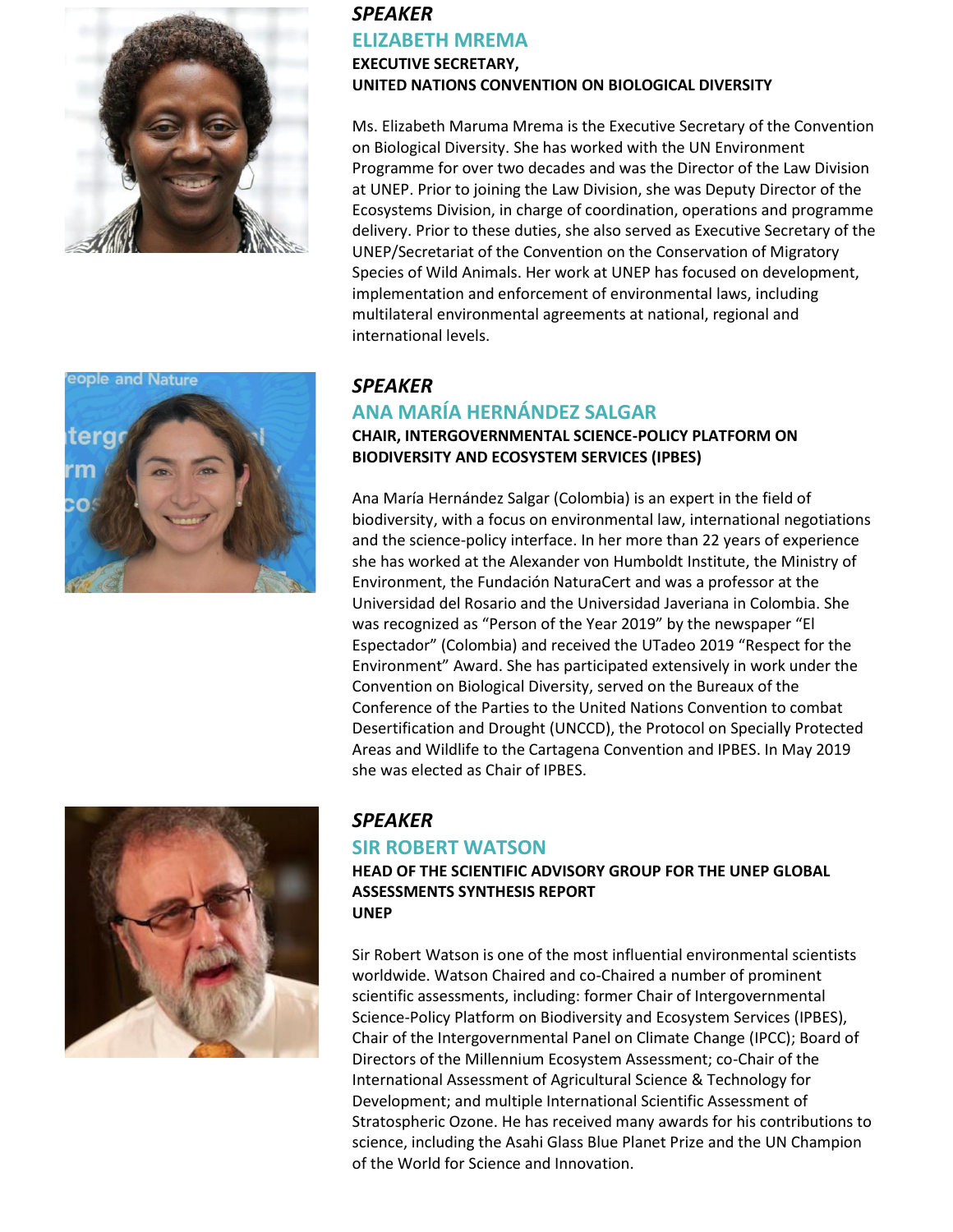*SPEAKER*

## ELIZABETH MREMA

**EXECUTIVE SECRETARY,**
**UNITED NATIONS CONVENTION ON BIOLOGICAL DIVERSITY**

Ms. Elizabeth Maruma Mrema is the Executive Secretary of the Convention on Biological Diversity. She has worked with the UN Environment Programme for over two decades and was the Director of the Law Division at UNEP. Prior to joining the Law Division, she was Deputy Director of the Ecosystems Division, in charge of coordination, operations and programme delivery. Prior to these duties, she also served as Executive Secretary of the UNEP/Secretariat of the Convention on the Conservation of Migratory Species of Wild Animals. Her work at UNEP has focused on development, implementation and enforcement of environmental laws, including multilateral environmental agreements at national, regional and international levels.

*SPEAKER*

## ANA MARÍA HERNÁNDEZ SALGAR

**CHAIR, INTERGOVERNMENTAL SCIENCE-POLICY PLATFORM ON BIODIVERSITY AND ECOSYSTEM SERVICES (IPBES)**

Ana María Hernández Salgar (Colombia) is an expert in the field of biodiversity, with a focus on environmental law, international negotiations and the science-policy interface. In her more than 22 years of experience she has worked at the Alexander von Humboldt Institute, the Ministry of Environment, the Fundación NaturaCert and was a professor at the Universidad del Rosario and the Universidad Javeriana in Colombia. She was recognized as "Person of the Year 2019" by the newspaper "El Espectador" (Colombia) and received the UTadeo 2019 "Respect for the Environment" Award. She has participated extensively in work under the Convention on Biological Diversity, served on the Bureaux of the Conference of the Parties to the United Nations Convention to combat Desertification and Drought (UNCCD), the Protocol on Specially Protected Areas and Wildlife to the Cartagena Convention and IPBES. In May 2019 she was elected as Chair of IPBES.

*SPEAKER*

## SIR ROBERT WATSON

**HEAD OF THE SCIENTIFIC ADVISORY GROUP FOR THE UNEP GLOBAL ASSESSMENTS SYNTHESIS REPORT**
**UNEP**

Sir Robert Watson is one of the most influential environmental scientists worldwide. Watson Chaired and co-Chaired a number of prominent scientific assessments, including: former Chair of Intergovernmental Science-Policy Platform on Biodiversity and Ecosystem Services (IPBES), Chair of the Intergovernmental Panel on Climate Change (IPCC); Board of Directors of the Millennium Ecosystem Assessment; co-Chair of the International Assessment of Agricultural Science & Technology for Development; and multiple International Scientific Assessment of Stratospheric Ozone. He has received many awards for his contributions to science, including the Asahi Glass Blue Planet Prize and the UN Champion of the World for Science and Innovation.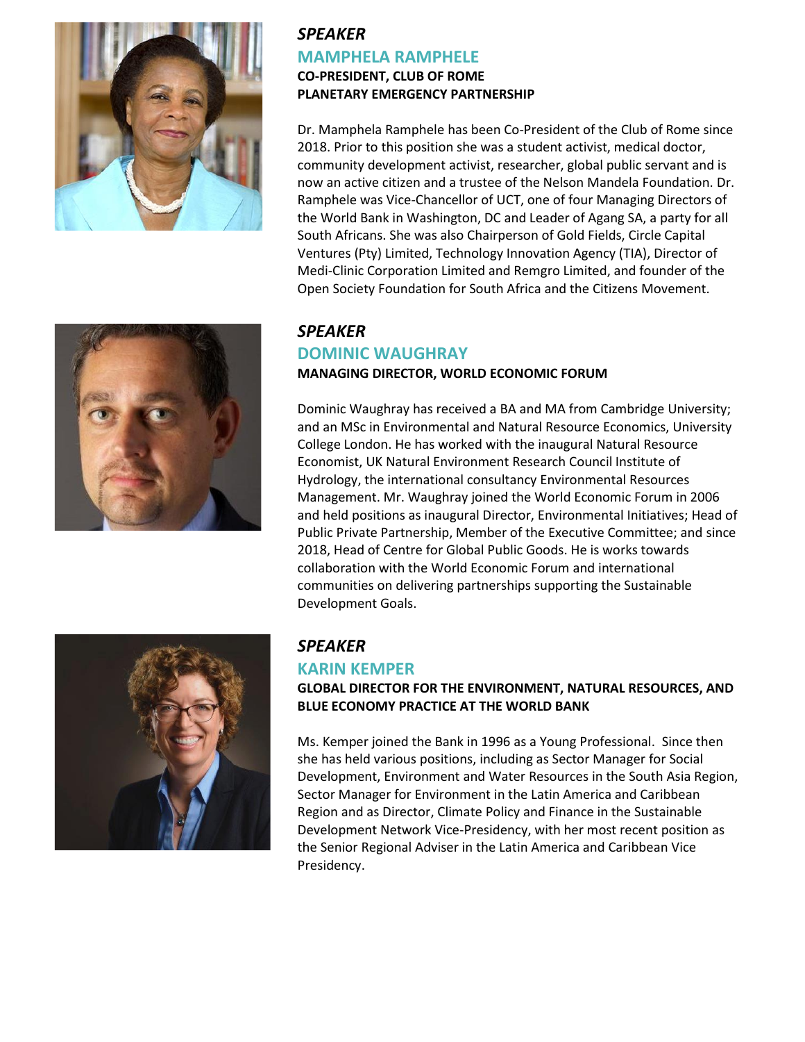*SPEAKER*

## MAMPHELA RAMPHELE

**CO-PRESIDENT, CLUB OF ROME**
**PLANETARY EMERGENCY PARTNERSHIP**

Dr. Mamphela Ramphele has been Co-President of the Club of Rome since 2018. Prior to this position she was a student activist, medical doctor, community development activist, researcher, global public servant and is now an active citizen and a trustee of the Nelson Mandela Foundation. Dr. Ramphele was Vice-Chancellor of UCT, one of four Managing Directors of the World Bank in Washington, DC and Leader of Agang SA, a party for all South Africans. She was also Chairperson of Gold Fields, Circle Capital Ventures (Pty) Limited, Technology Innovation Agency (TIA), Director of Medi-Clinic Corporation Limited and Remgro Limited, and founder of the Open Society Foundation for South Africa and the Citizens Movement.

*SPEAKER*

## DOMINIC WAUGHRAY

**MANAGING DIRECTOR, WORLD ECONOMIC FORUM**

Dominic Waughray has received a BA and MA from Cambridge University; and an MSc in Environmental and Natural Resource Economics, University College London. He has worked with the inaugural Natural Resource Economist, UK Natural Environment Research Council Institute of Hydrology, the international consultancy Environmental Resources Management. Mr. Waughray joined the World Economic Forum in 2006 and held positions as inaugural Director, Environmental Initiatives; Head of Public Private Partnership, Member of the Executive Committee; and since 2018, Head of Centre for Global Public Goods. He is works towards collaboration with the World Economic Forum and international communities on delivering partnerships supporting the Sustainable Development Goals.

*SPEAKER*

## KARIN KEMPER

**GLOBAL DIRECTOR FOR THE ENVIRONMENT, NATURAL RESOURCES, AND BLUE ECONOMY PRACTICE AT THE WORLD BANK**

Ms. Kemper joined the Bank in 1996 as a Young Professional. Since then she has held various positions, including as Sector Manager for Social Development, Environment and Water Resources in the South Asia Region, Sector Manager for Environment in the Latin America and Caribbean Region and as Director, Climate Policy and Finance in the Sustainable Development Network Vice-Presidency, with her most recent position as the Senior Regional Adviser in the Latin America and Caribbean Vice Presidency.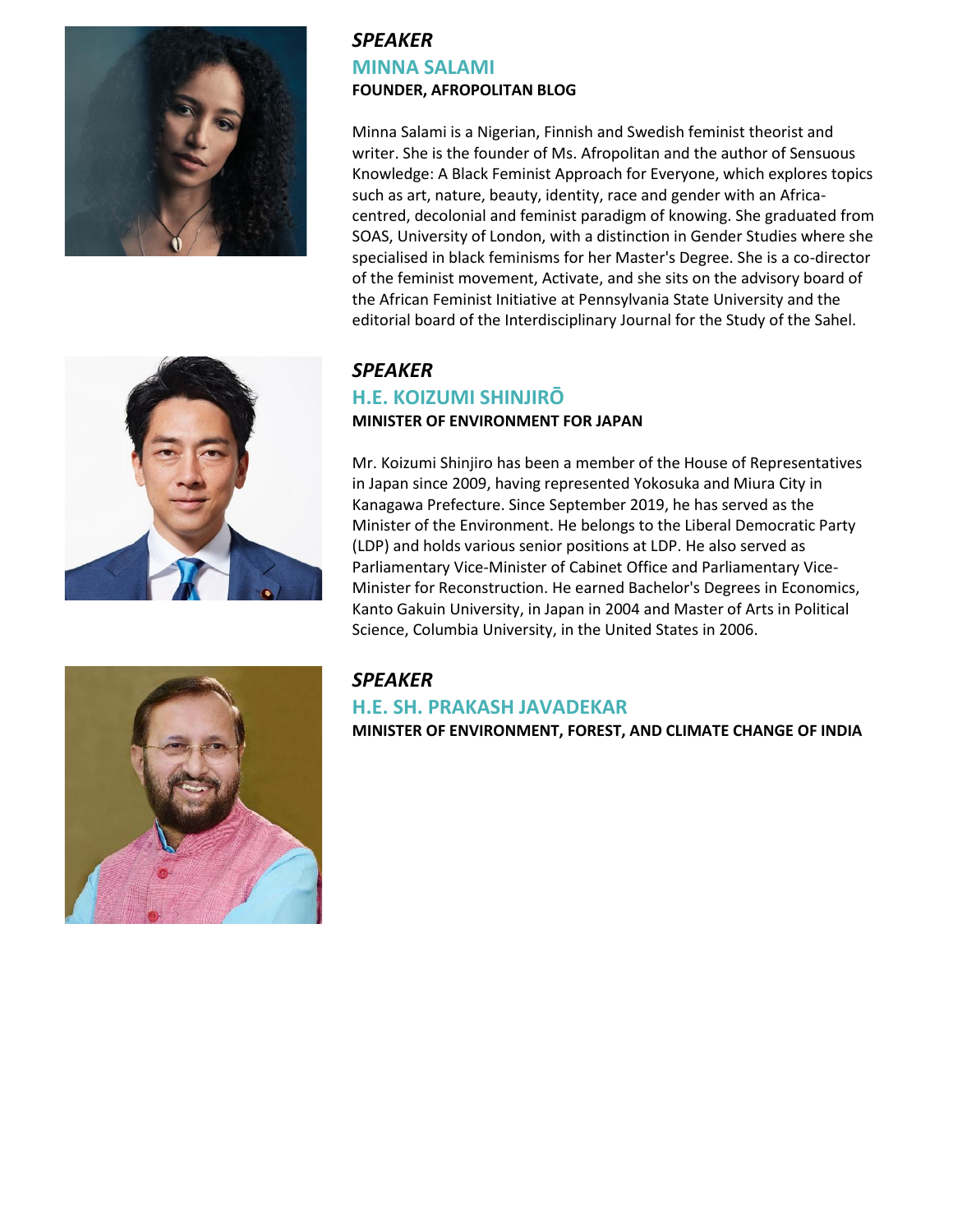*SPEAKER*

## MINNA SALAMI

**FOUNDER, AFROPOLITAN BLOG**

Minna Salami is a Nigerian, Finnish and Swedish feminist theorist and writer. She is the founder of Ms. Afropolitan and the author of Sensuous Knowledge: A Black Feminist Approach for Everyone, which explores topics such as art, nature, beauty, identity, race and gender with an Africa-centred, decolonial and feminist paradigm of knowing. She graduated from SOAS, University of London, with a distinction in Gender Studies where she specialised in black feminisms for her Master's Degree. She is a co-director of the feminist movement, Activate, and she sits on the advisory board of the African Feminist Initiative at Pennsylvania State University and the editorial board of the Interdisciplinary Journal for the Study of the Sahel.

*SPEAKER*

## H.E. KOIZUMI SHINJIRŌ

**MINISTER OF ENVIRONMENT FOR JAPAN**

Mr. Koizumi Shinjiro has been a member of the House of Representatives in Japan since 2009, having represented Yokosuka and Miura City in Kanagawa Prefecture. Since September 2019, he has served as the Minister of the Environment. He belongs to the Liberal Democratic Party (LDP) and holds various senior positions at LDP. He also served as Parliamentary Vice-Minister of Cabinet Office and Parliamentary Vice-Minister for Reconstruction. He earned Bachelor's Degrees in Economics, Kanto Gakuin University, in Japan in 2004 and Master of Arts in Political Science, Columbia University, in the United States in 2006.

*SPEAKER*

## H.E. SH. PRAKASH JAVADEKAR

**MINISTER OF ENVIRONMENT, FOREST, AND CLIMATE CHANGE OF INDIA**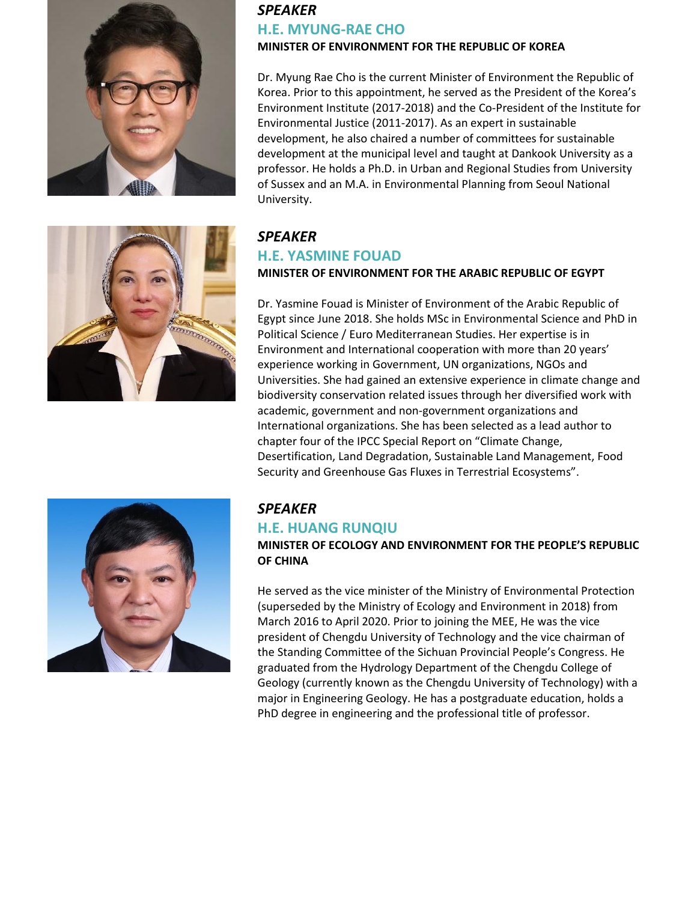*SPEAKER*

## H.E. MYUNG-RAE CHO

**MINISTER OF ENVIRONMENT FOR THE REPUBLIC OF KOREA**

Dr. Myung Rae Cho is the current Minister of Environment the Republic of Korea. Prior to this appointment, he served as the President of the Korea's Environment Institute (2017-2018) and the Co-President of the Institute for Environmental Justice (2011-2017). As an expert in sustainable development, he also chaired a number of committees for sustainable development at the municipal level and taught at Dankook University as a professor. He holds a Ph.D. in Urban and Regional Studies from University of Sussex and an M.A. in Environmental Planning from Seoul National University.

*SPEAKER*

## H.E. YASMINE FOUAD

**MINISTER OF ENVIRONMENT FOR THE ARABIC REPUBLIC OF EGYPT**

Dr. Yasmine Fouad is Minister of Environment of the Arabic Republic of Egypt since June 2018. She holds MSc in Environmental Science and PhD in Political Science / Euro Mediterranean Studies. Her expertise is in Environment and International cooperation with more than 20 years' experience working in Government, UN organizations, NGOs and Universities. She had gained an extensive experience in climate change and biodiversity conservation related issues through her diversified work with academic, government and non-government organizations and International organizations. She has been selected as a lead author to chapter four of the IPCC Special Report on "Climate Change, Desertification, Land Degradation, Sustainable Land Management, Food Security and Greenhouse Gas Fluxes in Terrestrial Ecosystems".

*SPEAKER*

## H.E. HUANG RUNQIU

**MINISTER OF ECOLOGY AND ENVIRONMENT FOR THE PEOPLE'S REPUBLIC OF CHINA**

He served as the vice minister of the Ministry of Environmental Protection (superseded by the Ministry of Ecology and Environment in 2018) from March 2016 to April 2020. Prior to joining the MEE, He was the vice president of Chengdu University of Technology and the vice chairman of the Standing Committee of the Sichuan Provincial People's Congress. He graduated from the Hydrology Department of the Chengdu College of Geology (currently known as the Chengdu University of Technology) with a major in Engineering Geology. He has a postgraduate education, holds a PhD degree in engineering and the professional title of professor.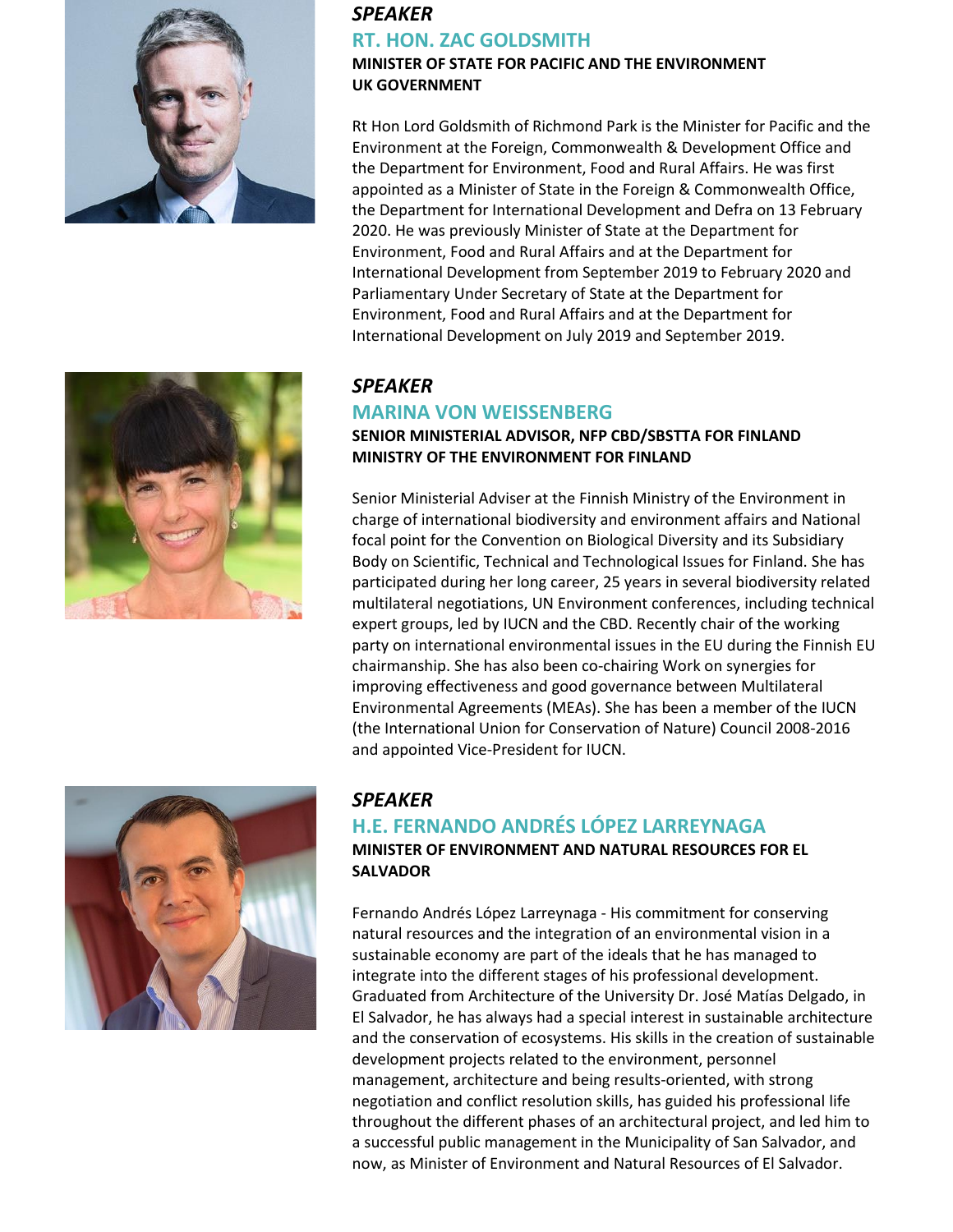*SPEAKER*

## RT. HON. ZAC GOLDSMITH

**MINISTER OF STATE FOR PACIFIC AND THE ENVIRONMENT**
**UK GOVERNMENT**

Rt Hon Lord Goldsmith of Richmond Park is the Minister for Pacific and the Environment at the Foreign, Commonwealth & Development Office and the Department for Environment, Food and Rural Affairs. He was first appointed as a Minister of State in the Foreign & Commonwealth Office, the Department for International Development and Defra on 13 February 2020. He was previously Minister of State at the Department for Environment, Food and Rural Affairs and at the Department for International Development from September 2019 to February 2020 and Parliamentary Under Secretary of State at the Department for Environment, Food and Rural Affairs and at the Department for International Development on July 2019 and September 2019.

*SPEAKER*

## MARINA VON WEISSENBERG

**SENIOR MINISTERIAL ADVISOR, NFP CBD/SBSTTA FOR FINLAND**
**MINISTRY OF THE ENVIRONMENT FOR FINLAND**

Senior Ministerial Adviser at the Finnish Ministry of the Environment in charge of international biodiversity and environment affairs and National focal point for the Convention on Biological Diversity and its Subsidiary Body on Scientific, Technical and Technological Issues for Finland. She has participated during her long career, 25 years in several biodiversity related multilateral negotiations, UN Environment conferences, including technical expert groups, led by IUCN and the CBD. Recently chair of the working party on international environmental issues in the EU during the Finnish EU chairmanship. She has also been co-chairing Work on synergies for improving effectiveness and good governance between Multilateral Environmental Agreements (MEAs). She has been a member of the IUCN (the International Union for Conservation of Nature) Council 2008-2016 and appointed Vice-President for IUCN.

*SPEAKER*

## H.E. FERNANDO ANDRÉS LÓPEZ LARREYNAGA

**MINISTER OF ENVIRONMENT AND NATURAL RESOURCES FOR EL SALVADOR**

Fernando Andrés López Larreynaga - His commitment for conserving natural resources and the integration of an environmental vision in a sustainable economy are part of the ideals that he has managed to integrate into the different stages of his professional development. Graduated from Architecture of the University Dr. José Matías Delgado, in El Salvador, he has always had a special interest in sustainable architecture and the conservation of ecosystems. His skills in the creation of sustainable development projects related to the environment, personnel management, architecture and being results-oriented, with strong negotiation and conflict resolution skills, has guided his professional life throughout the different phases of an architectural project, and led him to a successful public management in the Municipality of San Salvador, and now, as Minister of Environment and Natural Resources of El Salvador.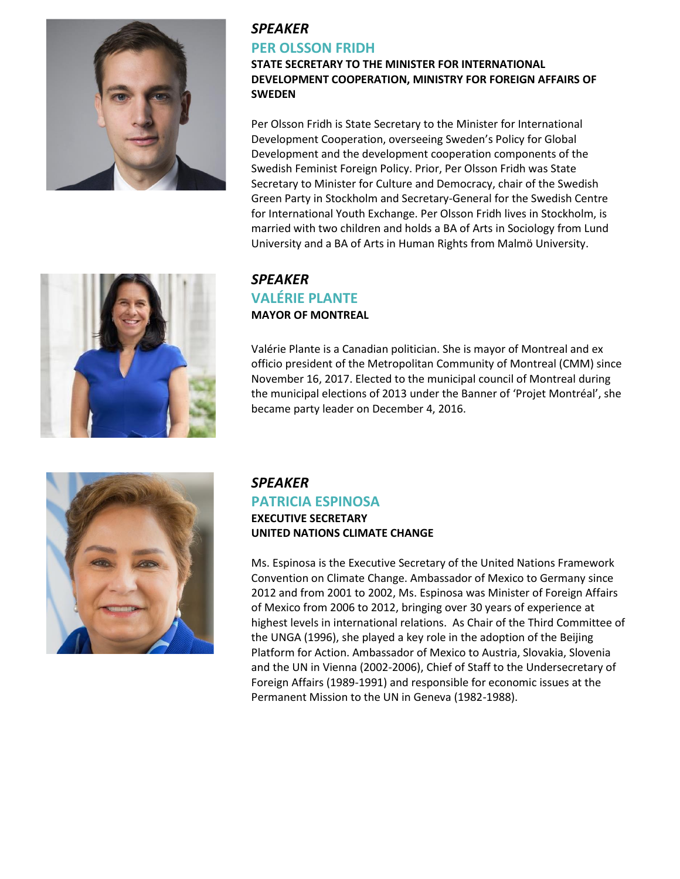*SPEAKER*

## PER OLSSON FRIDH

**STATE SECRETARY TO THE MINISTER FOR INTERNATIONAL DEVELOPMENT COOPERATION, MINISTRY FOR FOREIGN AFFAIRS OF SWEDEN**

Per Olsson Fridh is State Secretary to the Minister for International Development Cooperation, overseeing Sweden's Policy for Global Development and the development cooperation components of the Swedish Feminist Foreign Policy. Prior, Per Olsson Fridh was State Secretary to Minister for Culture and Democracy, chair of the Swedish Green Party in Stockholm and Secretary-General for the Swedish Centre for International Youth Exchange. Per Olsson Fridh lives in Stockholm, is married with two children and holds a BA of Arts in Sociology from Lund University and a BA of Arts in Human Rights from Malmö University.

*SPEAKER*

## VALÉRIE PLANTE

**MAYOR OF MONTREAL**

Valérie Plante is a Canadian politician. She is mayor of Montreal and ex officio president of the Metropolitan Community of Montreal (CMM) since November 16, 2017. Elected to the municipal council of Montreal during the municipal elections of 2013 under the Banner of 'Projet Montréal', she became party leader on December 4, 2016.

*SPEAKER*

## PATRICIA ESPINOSA

**EXECUTIVE SECRETARY**
**UNITED NATIONS CLIMATE CHANGE**

Ms. Espinosa is the Executive Secretary of the United Nations Framework Convention on Climate Change. Ambassador of Mexico to Germany since 2012 and from 2001 to 2002, Ms. Espinosa was Minister of Foreign Affairs of Mexico from 2006 to 2012, bringing over 30 years of experience at highest levels in international relations. As Chair of the Third Committee of the UNGA (1996), she played a key role in the adoption of the Beijing Platform for Action. Ambassador of Mexico to Austria, Slovakia, Slovenia and the UN in Vienna (2002-2006), Chief of Staff to the Undersecretary of Foreign Affairs (1989-1991) and responsible for economic issues at the Permanent Mission to the UN in Geneva (1982-1988).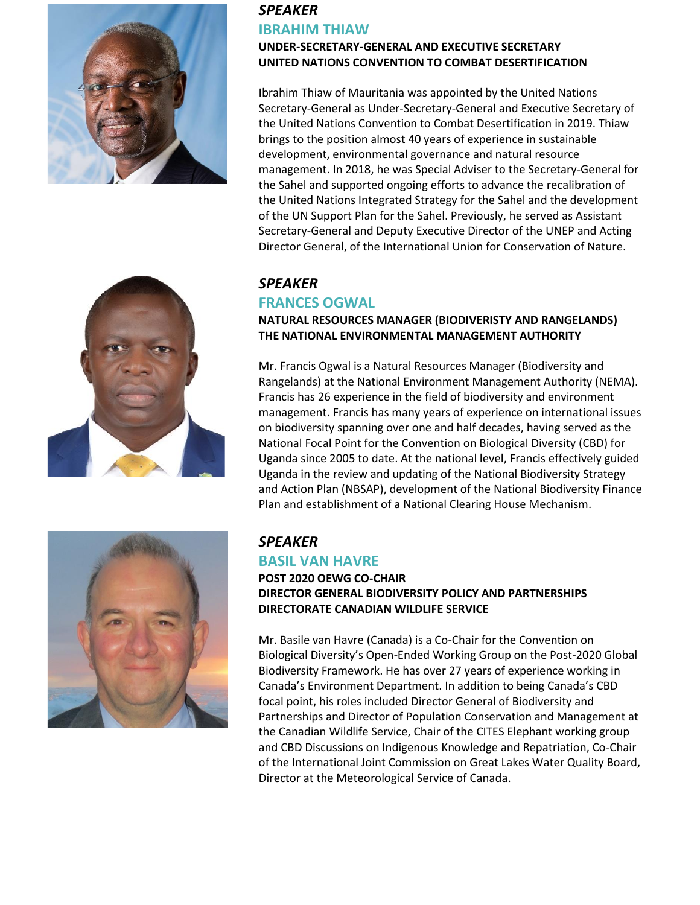*SPEAKER*

## IBRAHIM THIAW

**UNDER-SECRETARY-GENERAL AND EXECUTIVE SECRETARY**
**UNITED NATIONS CONVENTION TO COMBAT DESERTIFICATION**

Ibrahim Thiaw of Mauritania was appointed by the United Nations Secretary-General as Under-Secretary-General and Executive Secretary of the United Nations Convention to Combat Desertification in 2019. Thiaw brings to the position almost 40 years of experience in sustainable development, environmental governance and natural resource management. In 2018, he was Special Adviser to the Secretary-General for the Sahel and supported ongoing efforts to advance the recalibration of the United Nations Integrated Strategy for the Sahel and the development of the UN Support Plan for the Sahel. Previously, he served as Assistant Secretary-General and Deputy Executive Director of the UNEP and Acting Director General, of the International Union for Conservation of Nature.

*SPEAKER*

## FRANCES OGWAL

**NATURAL RESOURCES MANAGER (BIODIVERISTY AND RANGELANDS)**
**THE NATIONAL ENVIRONMENTAL MANAGEMENT AUTHORITY**

Mr. Francis Ogwal is a Natural Resources Manager (Biodiversity and Rangelands) at the National Environment Management Authority (NEMA). Francis has 26 experience in the field of biodiversity and environment management. Francis has many years of experience on international issues on biodiversity spanning over one and half decades, having served as the National Focal Point for the Convention on Biological Diversity (CBD) for Uganda since 2005 to date. At the national level, Francis effectively guided Uganda in the review and updating of the National Biodiversity Strategy and Action Plan (NBSAP), development of the National Biodiversity Finance Plan and establishment of a National Clearing House Mechanism.

*SPEAKER*

## BASIL VAN HAVRE

**POST 2020 OEWG CO-CHAIR**
**DIRECTOR GENERAL BIODIVERSITY POLICY AND PARTNERSHIPS**
**DIRECTORATE CANADIAN WILDLIFE SERVICE**

Mr. Basile van Havre (Canada) is a Co-Chair for the Convention on Biological Diversity's Open-Ended Working Group on the Post-2020 Global Biodiversity Framework. He has over 27 years of experience working in Canada's Environment Department. In addition to being Canada's CBD focal point, his roles included Director General of Biodiversity and Partnerships and Director of Population Conservation and Management at the Canadian Wildlife Service, Chair of the CITES Elephant working group and CBD Discussions on Indigenous Knowledge and Repatriation, Co-Chair of the International Joint Commission on Great Lakes Water Quality Board, Director at the Meteorological Service of Canada.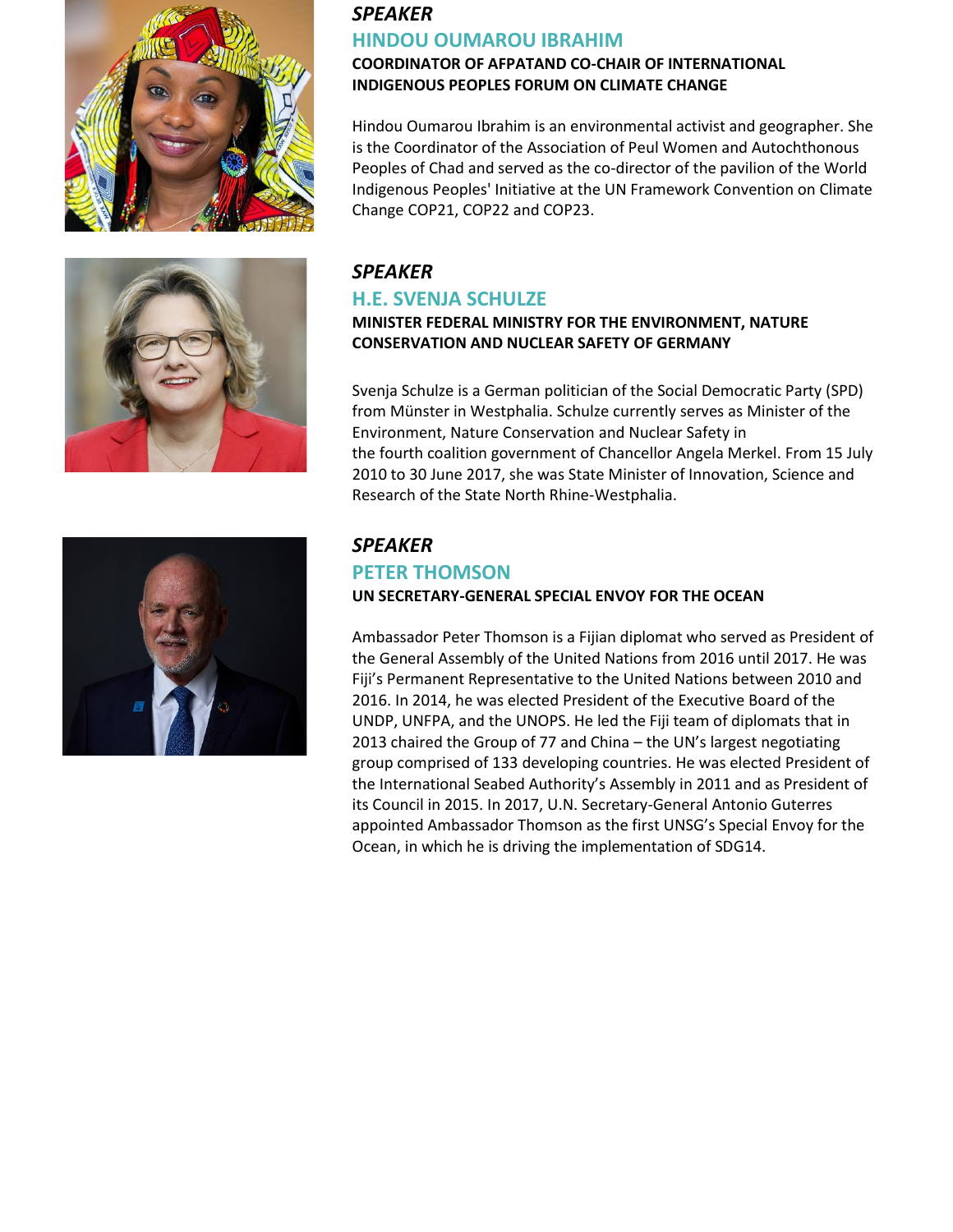*SPEAKER*

## HINDOU OUMAROU IBRAHIM

**COORDINATOR OF AFPATAND CO-CHAIR OF INTERNATIONAL INDIGENOUS PEOPLES FORUM ON CLIMATE CHANGE**

Hindou Oumarou Ibrahim is an environmental activist and geographer. She is the Coordinator of the Association of Peul Women and Autochthonous Peoples of Chad and served as the co-director of the pavilion of the World Indigenous Peoples' Initiative at the UN Framework Convention on Climate Change COP21, COP22 and COP23.

*SPEAKER*

## H.E. SVENJA SCHULZE

**MINISTER FEDERAL MINISTRY FOR THE ENVIRONMENT, NATURE CONSERVATION AND NUCLEAR SAFETY OF GERMANY**

Svenja Schulze is a German politician of the Social Democratic Party (SPD) from Münster in Westphalia. Schulze currently serves as Minister of the Environment, Nature Conservation and Nuclear Safety in the fourth coalition government of Chancellor Angela Merkel. From 15 July 2010 to 30 June 2017, she was State Minister of Innovation, Science and Research of the State North Rhine-Westphalia.

*SPEAKER*

## PETER THOMSON

**UN SECRETARY-GENERAL SPECIAL ENVOY FOR THE OCEAN**

Ambassador Peter Thomson is a Fijian diplomat who served as President of the General Assembly of the United Nations from 2016 until 2017. He was Fiji's Permanent Representative to the United Nations between 2010 and 2016. In 2014, he was elected President of the Executive Board of the UNDP, UNFPA, and the UNOPS. He led the Fiji team of diplomats that in 2013 chaired the Group of 77 and China – the UN's largest negotiating group comprised of 133 developing countries. He was elected President of the International Seabed Authority's Assembly in 2011 and as President of its Council in 2015. In 2017, U.N. Secretary-General Antonio Guterres appointed Ambassador Thomson as the first UNSG's Special Envoy for the Ocean, in which he is driving the implementation of SDG14.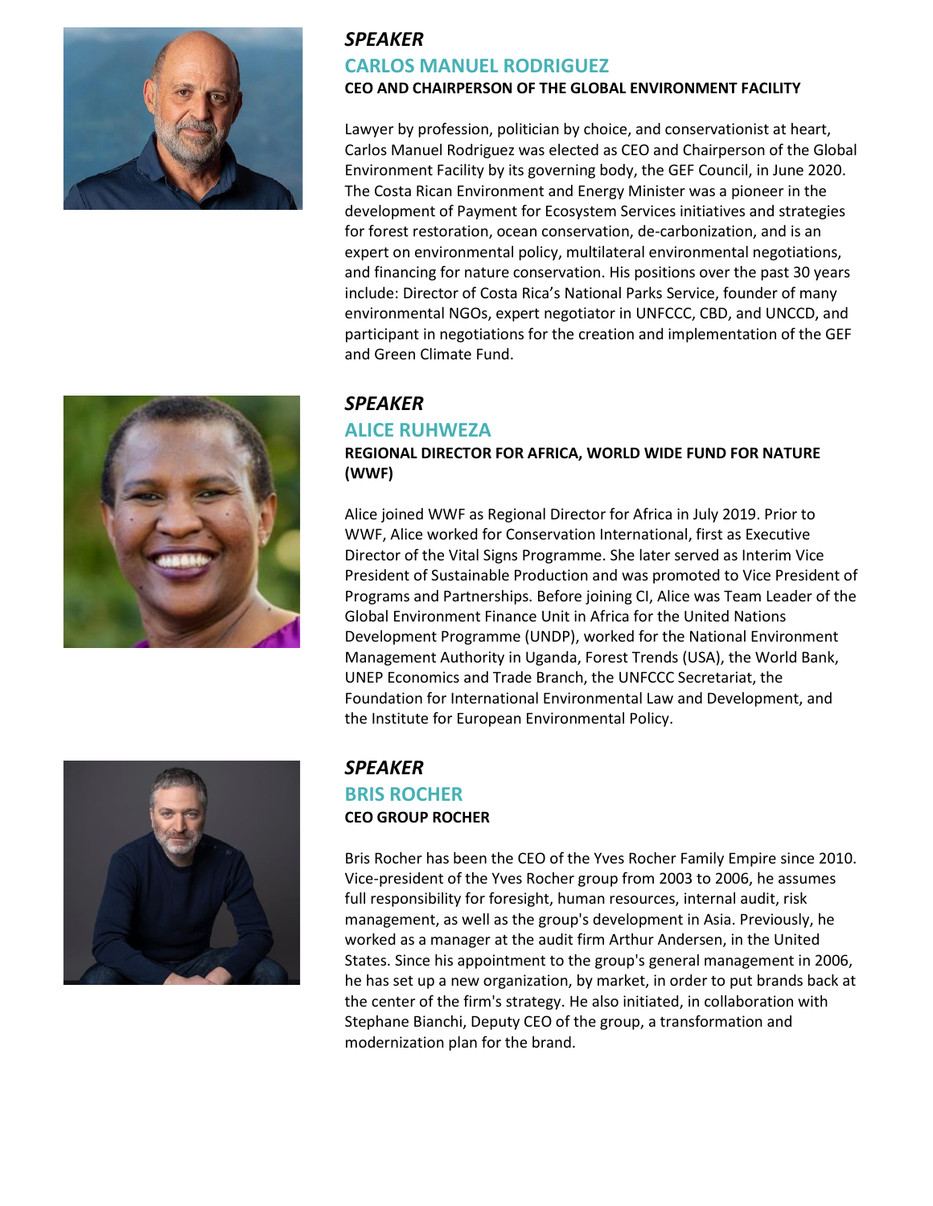*SPEAKER*

## CARLOS MANUEL RODRIGUEZ

**CEO AND CHAIRPERSON OF THE GLOBAL ENVIRONMENT FACILITY**

Lawyer by profession, politician by choice, and conservationist at heart, Carlos Manuel Rodriguez was elected as CEO and Chairperson of the Global Environment Facility by its governing body, the GEF Council, in June 2020. The Costa Rican Environment and Energy Minister was a pioneer in the development of Payment for Ecosystem Services initiatives and strategies for forest restoration, ocean conservation, de-carbonization, and is an expert on environmental policy, multilateral environmental negotiations, and financing for nature conservation. His positions over the past 30 years include: Director of Costa Rica's National Parks Service, founder of many environmental NGOs, expert negotiator in UNFCCC, CBD, and UNCCD, and participant in negotiations for the creation and implementation of the GEF and Green Climate Fund.

*SPEAKER*

## ALICE RUHWEZA

**REGIONAL DIRECTOR FOR AFRICA, WORLD WIDE FUND FOR NATURE (WWF)**

Alice joined WWF as Regional Director for Africa in July 2019. Prior to WWF, Alice worked for Conservation International, first as Executive Director of the Vital Signs Programme. She later served as Interim Vice President of Sustainable Production and was promoted to Vice President of Programs and Partnerships. Before joining CI, Alice was Team Leader of the Global Environment Finance Unit in Africa for the United Nations Development Programme (UNDP), worked for the National Environment Management Authority in Uganda, Forest Trends (USA), the World Bank, UNEP Economics and Trade Branch, the UNFCCC Secretariat, the Foundation for International Environmental Law and Development, and the Institute for European Environmental Policy.

*SPEAKER*

## BRIS ROCHER

**CEO GROUP ROCHER**

Bris Rocher has been the CEO of the Yves Rocher Family Empire since 2010. Vice-president of the Yves Rocher group from 2003 to 2006, he assumes full responsibility for foresight, human resources, internal audit, risk management, as well as the group's development in Asia. Previously, he worked as a manager at the audit firm Arthur Andersen, in the United States. Since his appointment to the group's general management in 2006, he has set up a new organization, by market, in order to put brands back at the center of the firm's strategy. He also initiated, in collaboration with Stephane Bianchi, Deputy CEO of the group, a transformation and modernization plan for the brand.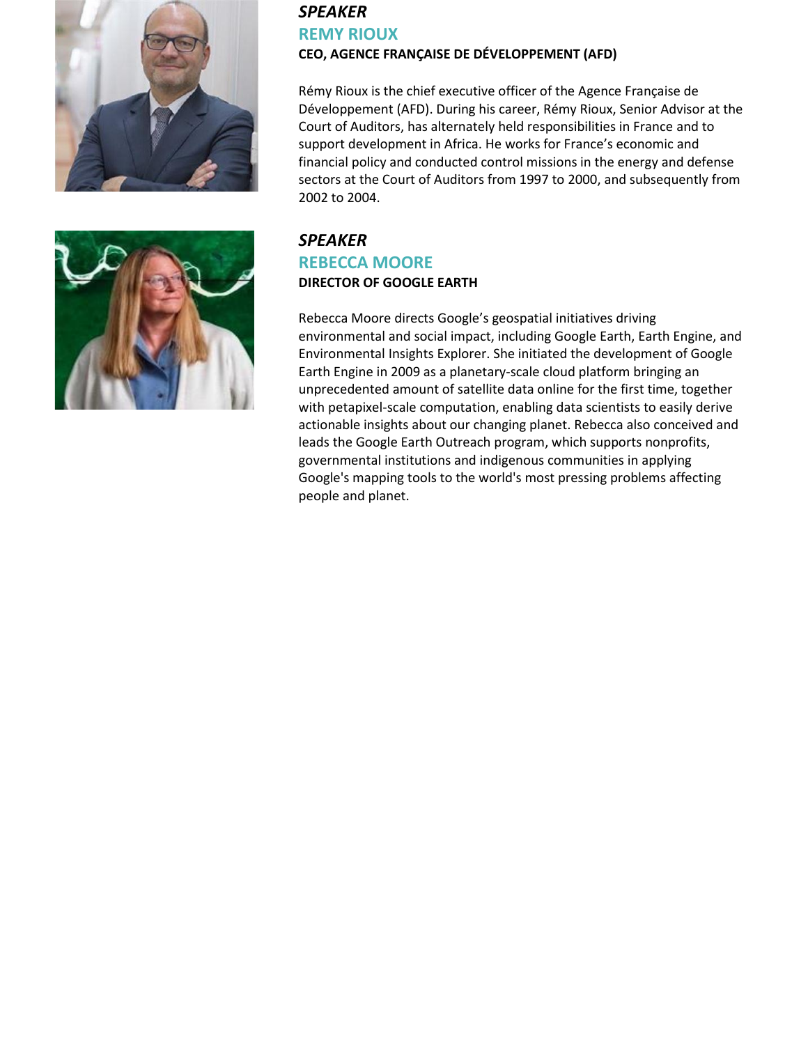*SPEAKER*

## REMY RIOUX

**CEO, AGENCE FRANÇAISE DE DÉVELOPPEMENT (AFD)**

Rémy Rioux is the chief executive officer of the Agence Française de Développement (AFD). During his career, Rémy Rioux, Senior Advisor at the Court of Auditors, has alternately held responsibilities in France and to support development in Africa. He works for France's economic and financial policy and conducted control missions in the energy and defense sectors at the Court of Auditors from 1997 to 2000, and subsequently from 2002 to 2004.

*SPEAKER*

## REBECCA MOORE

**DIRECTOR OF GOOGLE EARTH**

Rebecca Moore directs Google's geospatial initiatives driving environmental and social impact, including Google Earth, Earth Engine, and Environmental Insights Explorer. She initiated the development of Google Earth Engine in 2009 as a planetary-scale cloud platform bringing an unprecedented amount of satellite data online for the first time, together with petapixel-scale computation, enabling data scientists to easily derive actionable insights about our changing planet. Rebecca also conceived and leads the Google Earth Outreach program, which supports nonprofits, governmental institutions and indigenous communities in applying Google's mapping tools to the world's most pressing problems affecting people and planet.